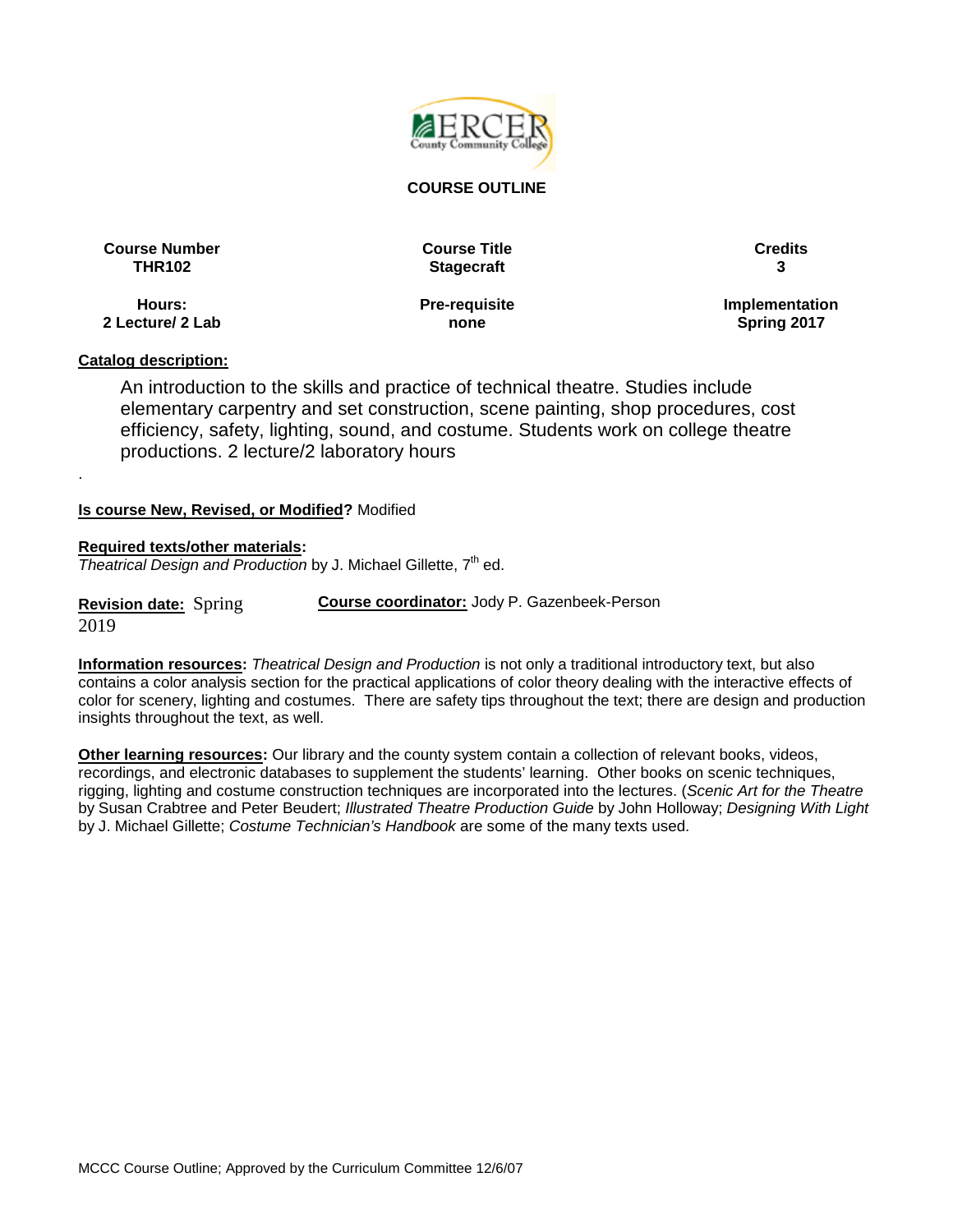**COURSE OUTLINE**

| Course Number | Course Title | Credits |
| --- | --- | --- |
| THR102 | Stagecraft | 3 |
| **Hours:** | **Pre-requisite** | **Implementation** |
| 2 Lecture/ 2 Lab | none | Spring 2017 |

**Catalog description:**

An introduction to the skills and practice of technical theatre. Studies include elementary carpentry and set construction, scene painting, shop procedures, cost efficiency, safety, lighting, sound, and costume. Students work on college theatre productions. 2 lecture/2 laboratory hours

.

**Is course New, Revised, or Modified?** Modified

**Required texts/other materials:**
*Theatrical Design and Production* by J. Michael Gillette, 7th ed.

**Revision date:** Spring 2019

**Course coordinator:** Jody P. Gazenbeek-Person

**Information resources:** *Theatrical Design and Production* is not only a traditional introductory text, but also contains a color analysis section for the practical applications of color theory dealing with the interactive effects of color for scenery, lighting and costumes. There are safety tips throughout the text; there are design and production insights throughout the text, as well.

**Other learning resources:** Our library and the county system contain a collection of relevant books, videos, recordings, and electronic databases to supplement the students' learning. Other books on scenic techniques, rigging, lighting and costume construction techniques are incorporated into the lectures. (*Scenic Art for the Theatre* by Susan Crabtree and Peter Beudert; *Illustrated Theatre Production Guide* by John Holloway; *Designing With Light* by J. Michael Gillette; *Costume Technician's Handbook* are some of the many texts used.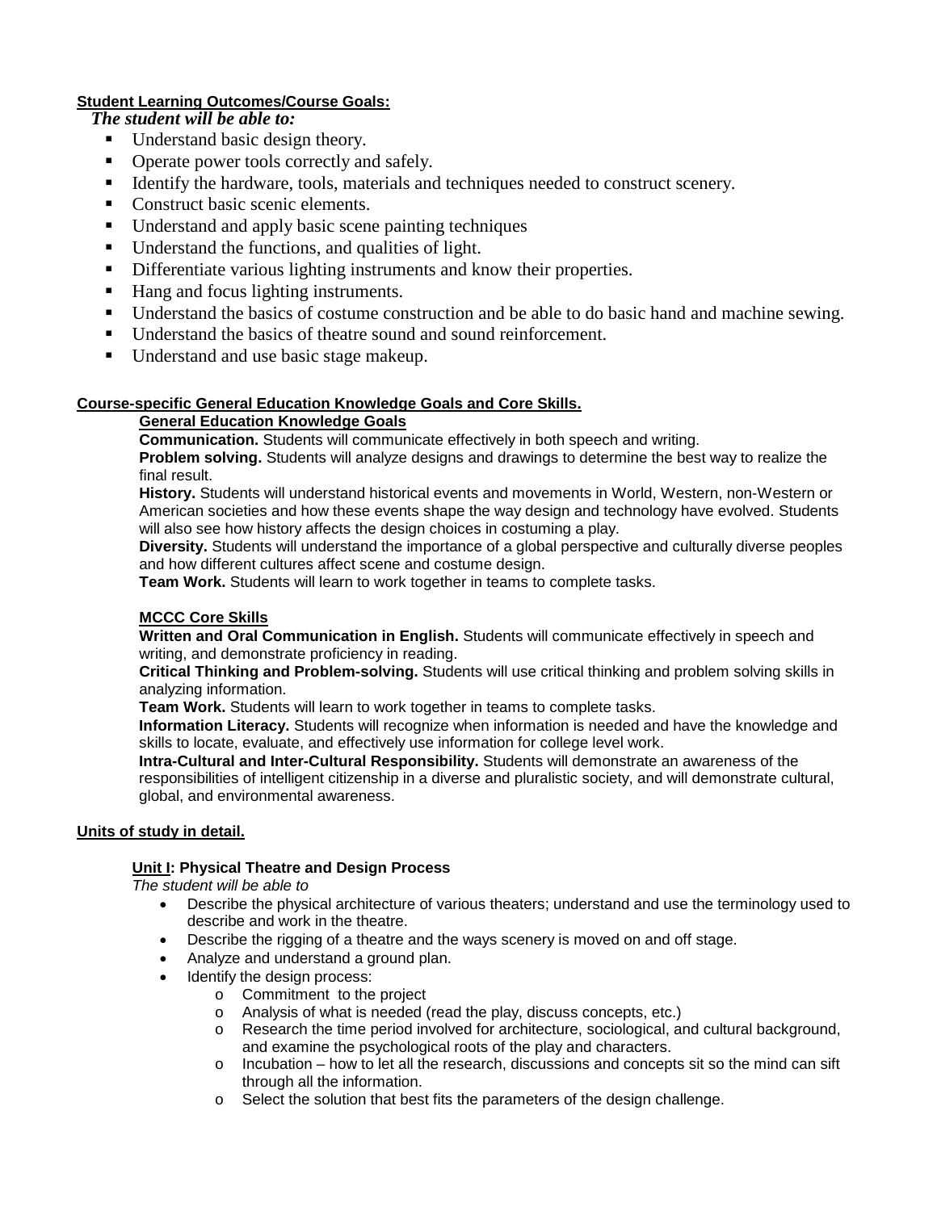**Student Learning Outcomes/Course Goals:**

*The student will be able to:*

- Understand basic design theory.
- Operate power tools correctly and safely.
- Identify the hardware, tools, materials and techniques needed to construct scenery.
- Construct basic scenic elements.
- Understand and apply basic scene painting techniques
- Understand the functions, and qualities of light.
- Differentiate various lighting instruments and know their properties.
- Hang and focus lighting instruments.
- Understand the basics of costume construction and be able to do basic hand and machine sewing.
- Understand the basics of theatre sound and sound reinforcement.
- Understand and use basic stage makeup.

**Course-specific General Education Knowledge Goals and Core Skills.**

**General Education Knowledge Goals**

**Communication.** Students will communicate effectively in both speech and writing.
**Problem solving.** Students will analyze designs and drawings to determine the best way to realize the final result.
**History.** Students will understand historical events and movements in World, Western, non-Western or American societies and how these events shape the way design and technology have evolved. Students will also see how history affects the design choices in costuming a play.
**Diversity.** Students will understand the importance of a global perspective and culturally diverse peoples and how different cultures affect scene and costume design.
**Team Work.** Students will learn to work together in teams to complete tasks.

**MCCC Core Skills**

**Written and Oral Communication in English.** Students will communicate effectively in speech and writing, and demonstrate proficiency in reading.
**Critical Thinking and Problem-solving.** Students will use critical thinking and problem solving skills in analyzing information.
**Team Work.** Students will learn to work together in teams to complete tasks.
**Information Literacy.** Students will recognize when information is needed and have the knowledge and skills to locate, evaluate, and effectively use information for college level work.
**Intra-Cultural and Inter-Cultural Responsibility.** Students will demonstrate an awareness of the responsibilities of intelligent citizenship in a diverse and pluralistic society, and will demonstrate cultural, global, and environmental awareness.

**Units of study in detail.**

**Unit I: Physical Theatre and Design Process**

*The student will be able to*

- Describe the physical architecture of various theaters; understand and use the terminology used to describe and work in the theatre.
- Describe the rigging of a theatre and the ways scenery is moved on and off stage.
- Analyze and understand a ground plan.
- Identify the design process:
  - Commitment to the project
  - Analysis of what is needed (read the play, discuss concepts, etc.)
  - Research the time period involved for architecture, sociological, and cultural background, and examine the psychological roots of the play and characters.
  - Incubation – how to let all the research, discussions and concepts sit so the mind can sift through all the information.
  - Select the solution that best fits the parameters of the design challenge.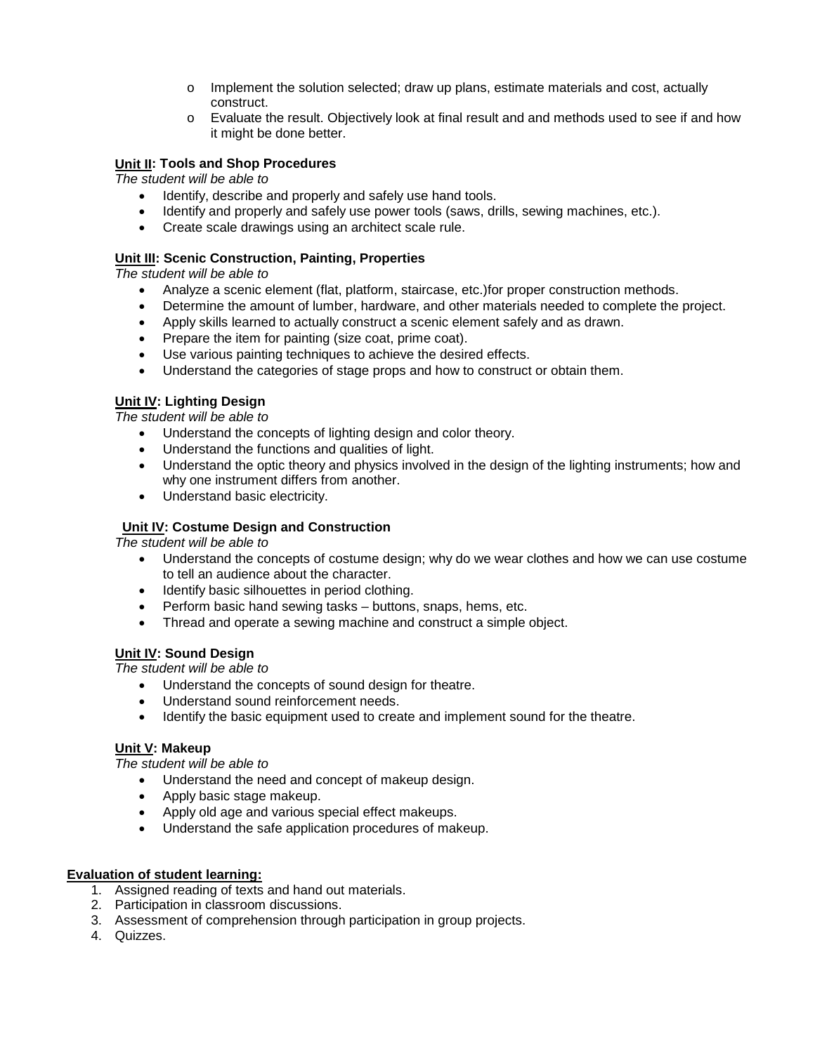- Implement the solution selected; draw up plans, estimate materials and cost, actually construct.
- Evaluate the result. Objectively look at final result and and methods used to see if and how it might be done better.

**<u>Unit II</u>: Tools and Shop Procedures**

*The student will be able to*

- Identify, describe and properly and safely use hand tools.
- Identify and properly and safely use power tools (saws, drills, sewing machines, etc.).
- Create scale drawings using an architect scale rule.

**<u>Unit III</u>: Scenic Construction, Painting, Properties**

*The student will be able to*

- Analyze a scenic element (flat, platform, staircase, etc.)for proper construction methods.
- Determine the amount of lumber, hardware, and other materials needed to complete the project.
- Apply skills learned to actually construct a scenic element safely and as drawn.
- Prepare the item for painting (size coat, prime coat).
- Use various painting techniques to achieve the desired effects.
- Understand the categories of stage props and how to construct or obtain them.

**<u>Unit IV</u>: Lighting Design**

*The student will be able to*

- Understand the concepts of lighting design and color theory.
- Understand the functions and qualities of light.
- Understand the optic theory and physics involved in the design of the lighting instruments; how and why one instrument differs from another.
- Understand basic electricity.

**<u>Unit IV</u>: Costume Design and Construction**

*The student will be able to*

- Understand the concepts of costume design; why do we wear clothes and how we can use costume to tell an audience about the character.
- Identify basic silhouettes in period clothing.
- Perform basic hand sewing tasks – buttons, snaps, hems, etc.
- Thread and operate a sewing machine and construct a simple object.

**<u>Unit IV</u>: Sound Design**

*The student will be able to*

- Understand the concepts of sound design for theatre.
- Understand sound reinforcement needs.
- Identify the basic equipment used to create and implement sound for the theatre.

**<u>Unit V</u>: Makeup**

*The student will be able to*

- Understand the need and concept of makeup design.
- Apply basic stage makeup.
- Apply old age and various special effect makeups.
- Understand the safe application procedures of makeup.

**<u>Evaluation of student learning:</u>**

1. Assigned reading of texts and hand out materials.
2. Participation in classroom discussions.
3. Assessment of comprehension through participation in group projects.
4. Quizzes.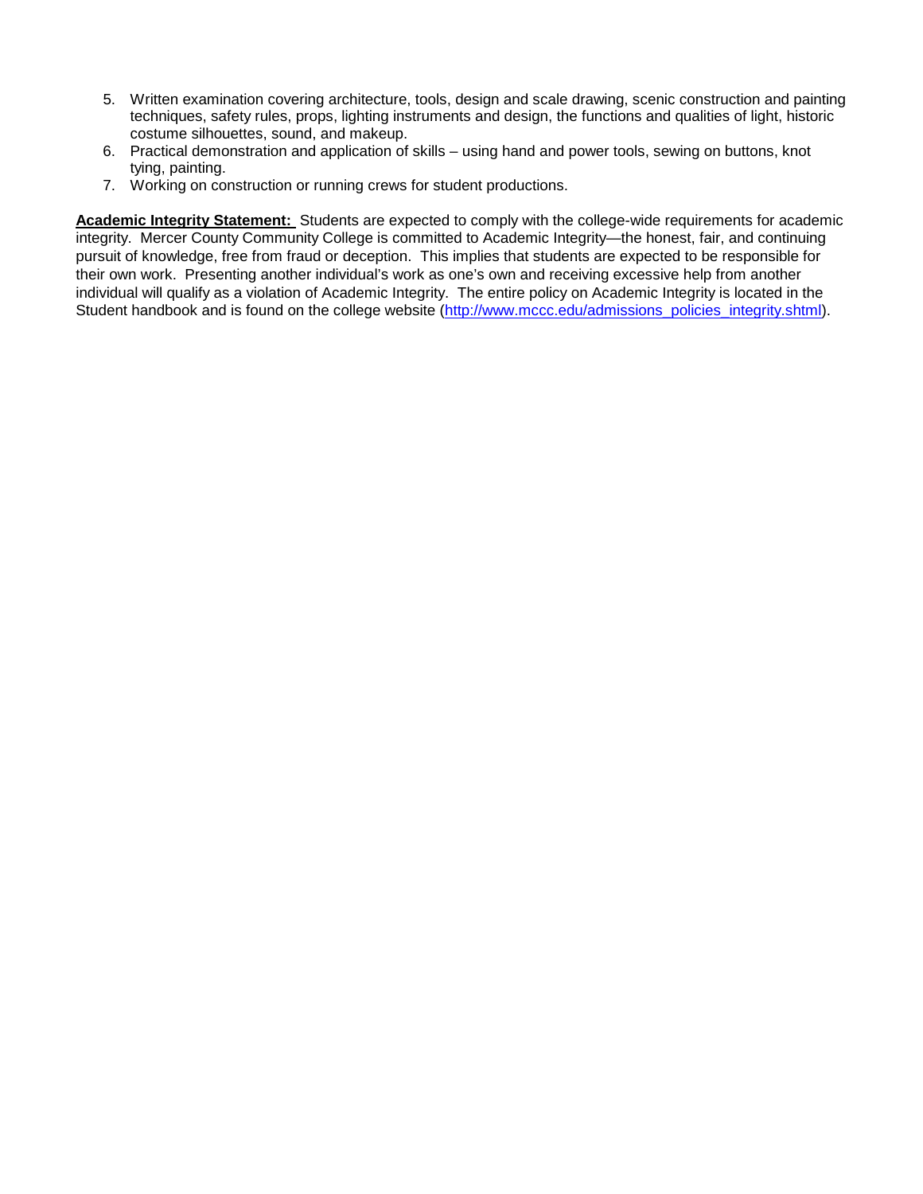5. Written examination covering architecture, tools, design and scale drawing, scenic construction and painting techniques, safety rules, props, lighting instruments and design, the functions and qualities of light, historic costume silhouettes, sound, and makeup.
6. Practical demonstration and application of skills – using hand and power tools, sewing on buttons, knot tying, painting.
7. Working on construction or running crews for student productions.

**Academic Integrity Statement:** Students are expected to comply with the college-wide requirements for academic integrity. Mercer County Community College is committed to Academic Integrity—the honest, fair, and continuing pursuit of knowledge, free from fraud or deception. This implies that students are expected to be responsible for their own work. Presenting another individual's work as one's own and receiving excessive help from another individual will qualify as a violation of Academic Integrity. The entire policy on Academic Integrity is located in the Student handbook and is found on the college website (http://www.mccc.edu/admissions_policies_integrity.shtml).